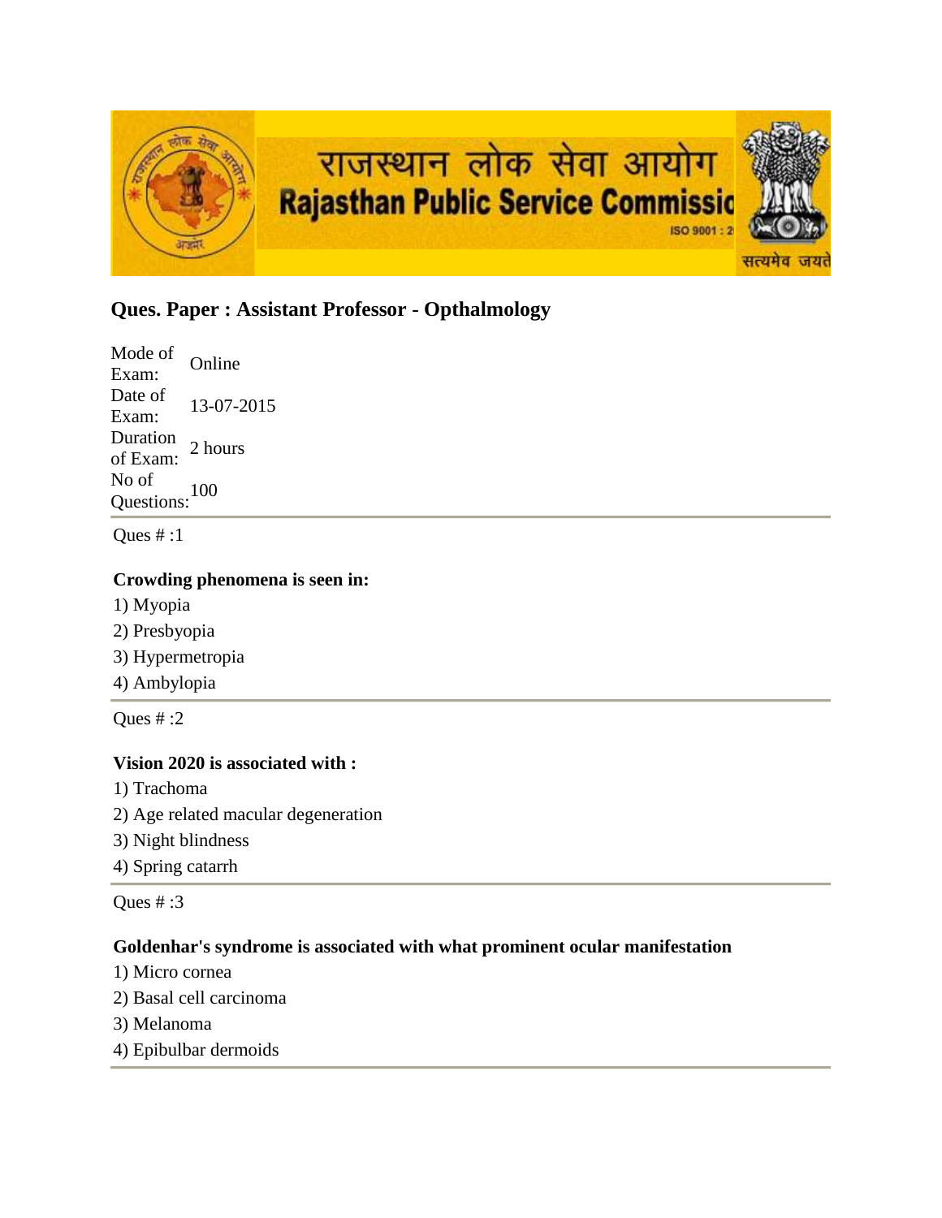राजस्थान लोक सेवा आयोग
Rajasthan Public Service Commission

## Ques. Paper : Assistant Professor - Opthalmology

| Mode of Exam: | Online |
| --- | --- |
| Date of Exam: | 13-07-2015 |
| Duration of Exam: | 2 hours |
| No of Questions: | 100 |

Ques # :1

**Crowding phenomena is seen in:**

1) Myopia
2) Presbyopia
3) Hypermetropia
4) Ambylopia

Ques # :2

**Vision 2020 is associated with :**

1) Trachoma
2) Age related macular degeneration
3) Night blindness
4) Spring catarrh

Ques # :3

**Goldenhar's syndrome is associated with what prominent ocular manifestation**

1) Micro cornea
2) Basal cell carcinoma
3) Melanoma
4) Epibulbar dermoids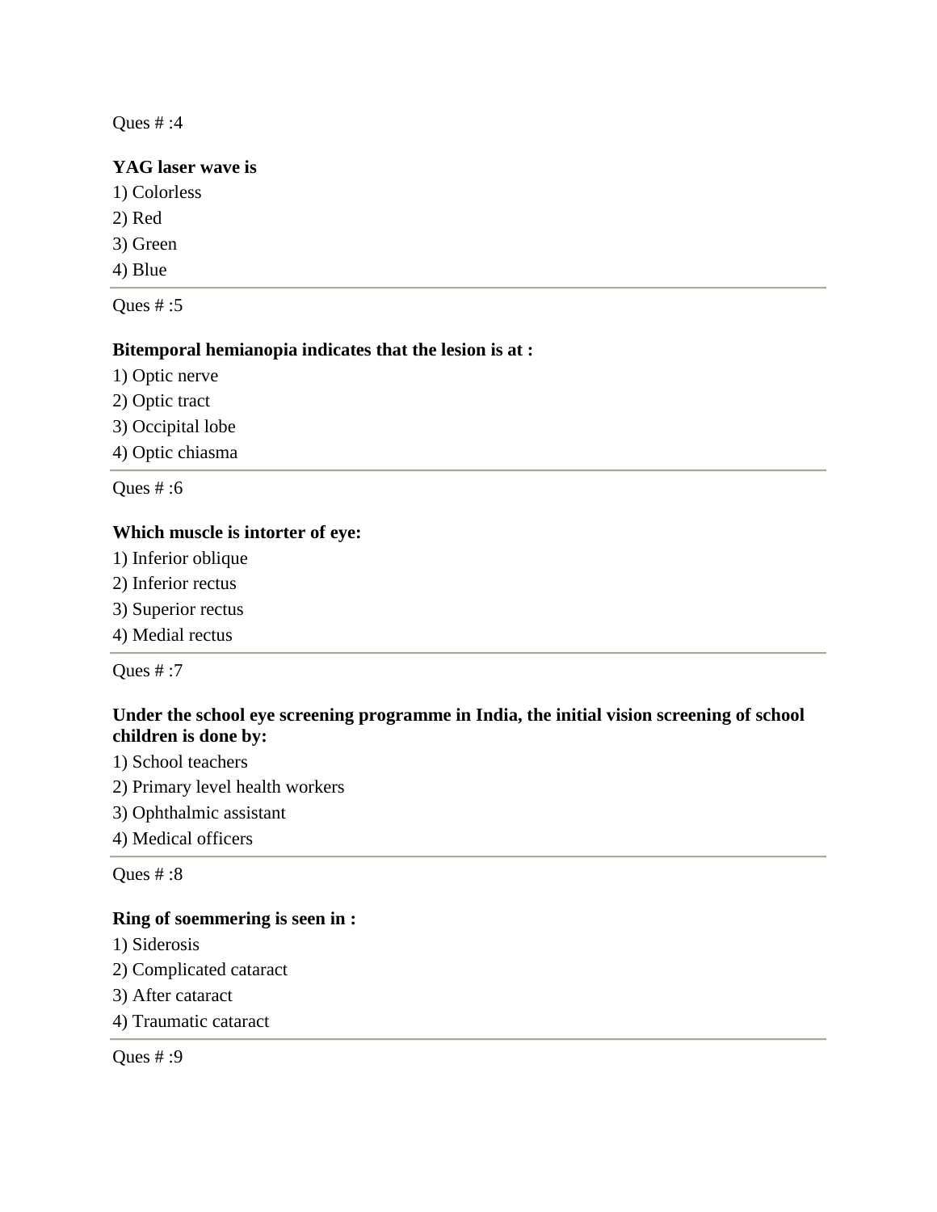Ques # :4

**YAG laser wave is**

1) Colorless
2) Red
3) Green
4) Blue

---

Ques # :5

**Bitemporal hemianopia indicates that the lesion is at :**

1) Optic nerve
2) Optic tract
3) Occipital lobe
4) Optic chiasma

---

Ques # :6

**Which muscle is intorter of eye:**

1) Inferior oblique
2) Inferior rectus
3) Superior rectus
4) Medial rectus

---

Ques # :7

**Under the school eye screening programme in India, the initial vision screening of school children is done by:**

1) School teachers
2) Primary level health workers
3) Ophthalmic assistant
4) Medical officers

---

Ques # :8

**Ring of soemmering is seen in :**

1) Siderosis
2) Complicated cataract
3) After cataract
4) Traumatic cataract

---

Ques # :9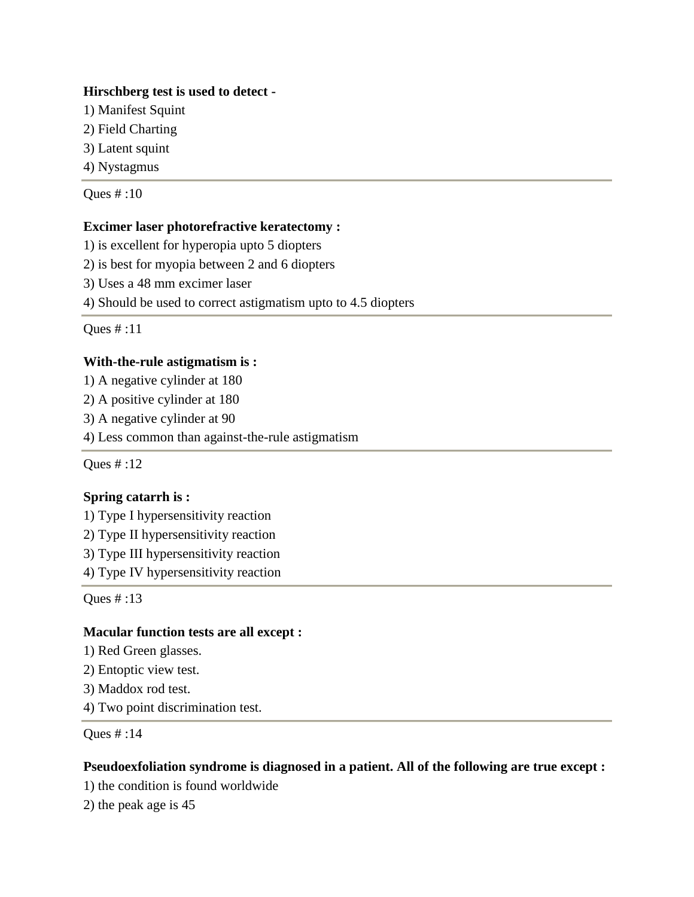**Hirschberg test is used to detect -**

1) Manifest Squint
2) Field Charting
3) Latent squint
4) Nystagmus

---

Ques # :10

**Excimer laser photorefractive keratectomy :**

1) is excellent for hyperopia upto 5 diopters
2) is best for myopia between 2 and 6 diopters
3) Uses a 48 mm excimer laser
4) Should be used to correct astigmatism upto to 4.5 diopters

---

Ques # :11

**With-the-rule astigmatism is :**

1) A negative cylinder at 180
2) A positive cylinder at 180
3) A negative cylinder at 90
4) Less common than against-the-rule astigmatism

---

Ques # :12

**Spring catarrh is :**

1) Type I hypersensitivity reaction
2) Type II hypersensitivity reaction
3) Type III hypersensitivity reaction
4) Type IV hypersensitivity reaction

---

Ques # :13

**Macular function tests are all except :**

1) Red Green glasses.
2) Entoptic view test.
3) Maddox rod test.
4) Two point discrimination test.

---

Ques # :14

**Pseudoexfoliation syndrome is diagnosed in a patient. All of the following are true except :**

1) the condition is found worldwide
2) the peak age is 45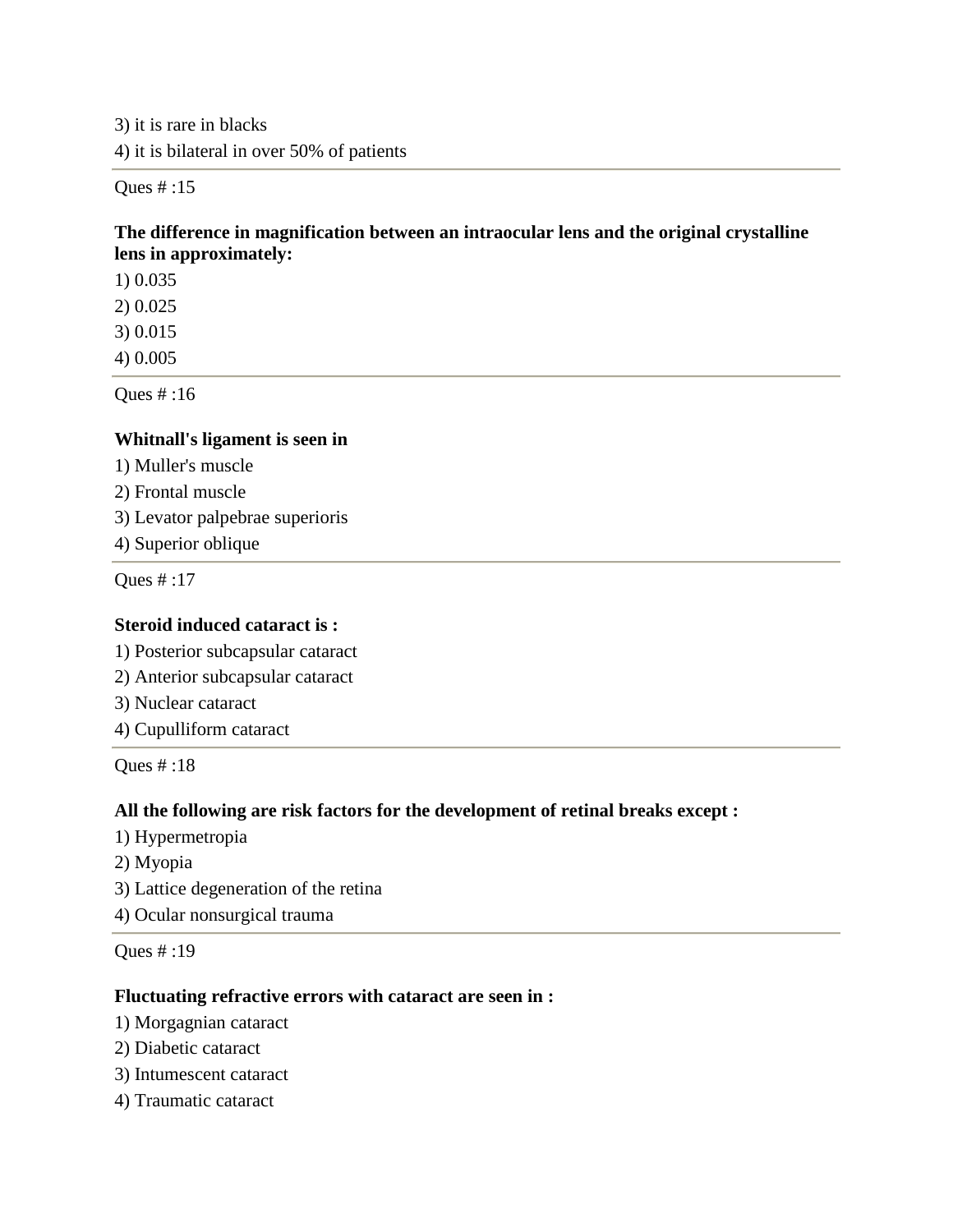3) it is rare in blacks

4) it is bilateral in over 50% of patients

---

Ques # :15

**The difference in magnification between an intraocular lens and the original crystalline lens in approximately:**

1) 0.035

2) 0.025

3) 0.015

4) 0.005

---

Ques # :16

**Whitnall's ligament is seen in**

1) Muller's muscle

2) Frontal muscle

3) Levator palpebrae superioris

4) Superior oblique

---

Ques # :17

**Steroid induced cataract is :**

1) Posterior subcapsular cataract

2) Anterior subcapsular cataract

3) Nuclear cataract

4) Cupulliform cataract

---

Ques # :18

**All the following are risk factors for the development of retinal breaks except :**

1) Hypermetropia

2) Myopia

3) Lattice degeneration of the retina

4) Ocular nonsurgical trauma

---

Ques # :19

**Fluctuating refractive errors with cataract are seen in :**

1) Morgagnian cataract

2) Diabetic cataract

3) Intumescent cataract

4) Traumatic cataract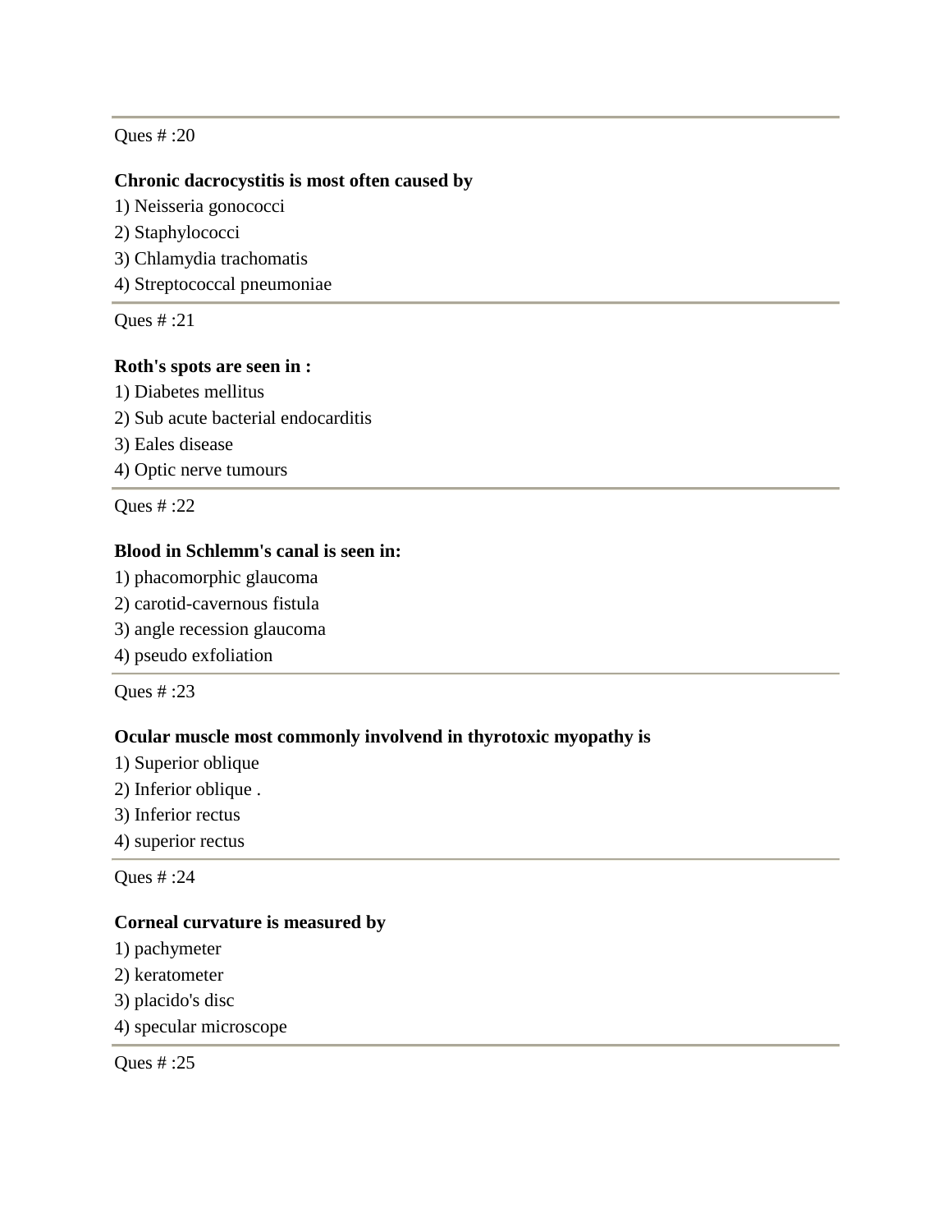Ques # :20

**Chronic dacrocystitis is most often caused by**

1) Neisseria gonococci
2) Staphylococci
3) Chlamydia trachomatis
4) Streptococcal pneumoniae

---

Ques # :21

**Roth's spots are seen in :**

1) Diabetes mellitus
2) Sub acute bacterial endocarditis
3) Eales disease
4) Optic nerve tumours

---

Ques # :22

**Blood in Schlemm's canal is seen in:**

1) phacomorphic glaucoma
2) carotid-cavernous fistula
3) angle recession glaucoma
4) pseudo exfoliation

---

Ques # :23

**Ocular muscle most commonly involvend in thyrotoxic myopathy is**

1) Superior oblique
2) Inferior oblique .
3) Inferior rectus
4) superior rectus

---

Ques # :24

**Corneal curvature is measured by**

1) pachymeter
2) keratometer
3) placido's disc
4) specular microscope

---

Ques # :25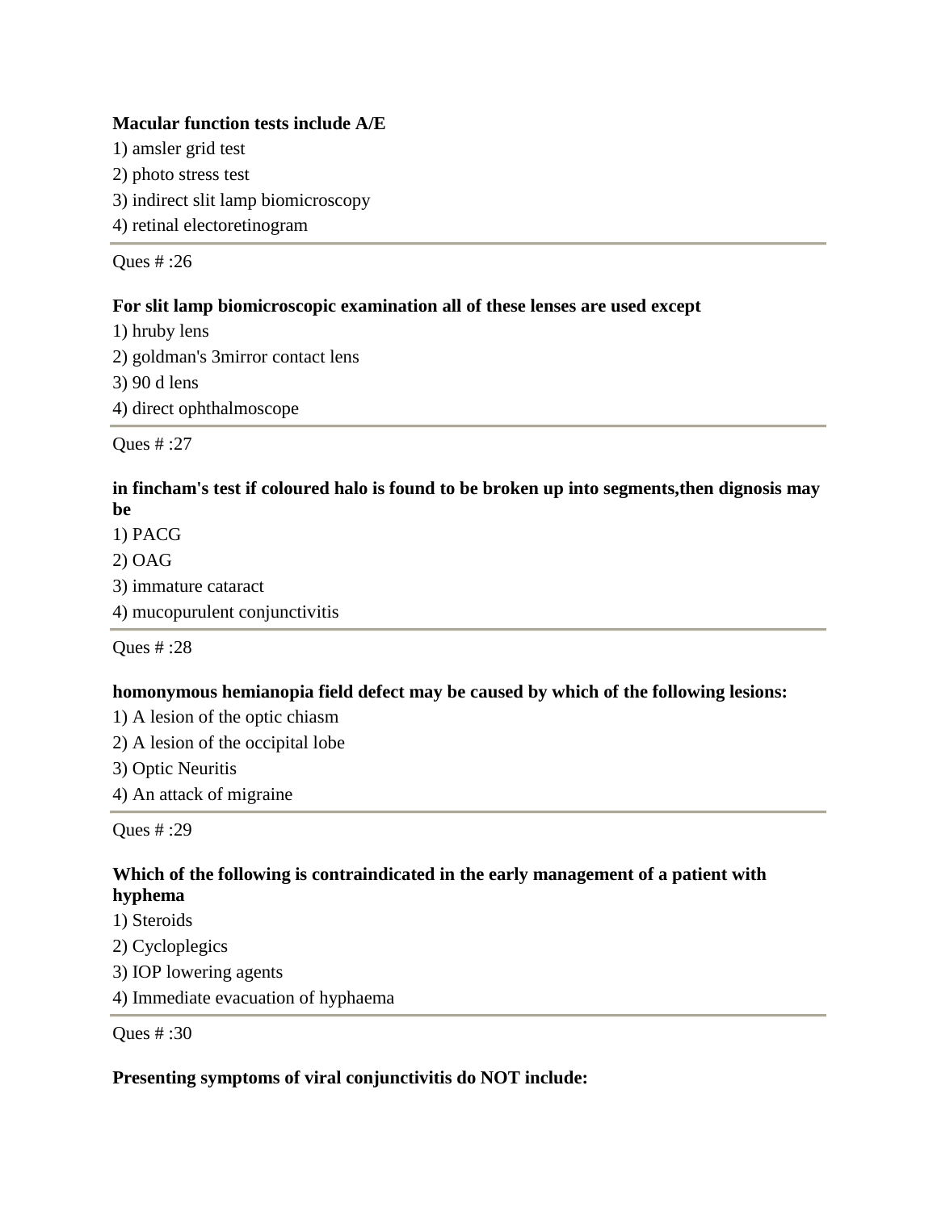**Macular function tests include A/E**

1) amsler grid test
2) photo stress test
3) indirect slit lamp biomicroscopy
4) retinal electoretinogram

---

Ques # :26

**For slit lamp biomicroscopic examination all of these lenses are used except**

1) hruby lens
2) goldman's 3mirror contact lens
3) 90 d lens
4) direct ophthalmoscope

---

Ques # :27

**in fincham's test if coloured halo is found to be broken up into segments,then dignosis may be**

1) PACG
2) OAG
3) immature cataract
4) mucopurulent conjunctivitis

---

Ques # :28

**homonymous hemianopia field defect may be caused by which of the following lesions:**

1) A lesion of the optic chiasm
2) A lesion of the occipital lobe
3) Optic Neuritis
4) An attack of migraine

---

Ques # :29

**Which of the following is contraindicated in the early management of a patient with hyphema**

1) Steroids
2) Cycloplegics
3) IOP lowering agents
4) Immediate evacuation of hyphaema

---

Ques # :30

**Presenting symptoms of viral conjunctivitis do NOT include:**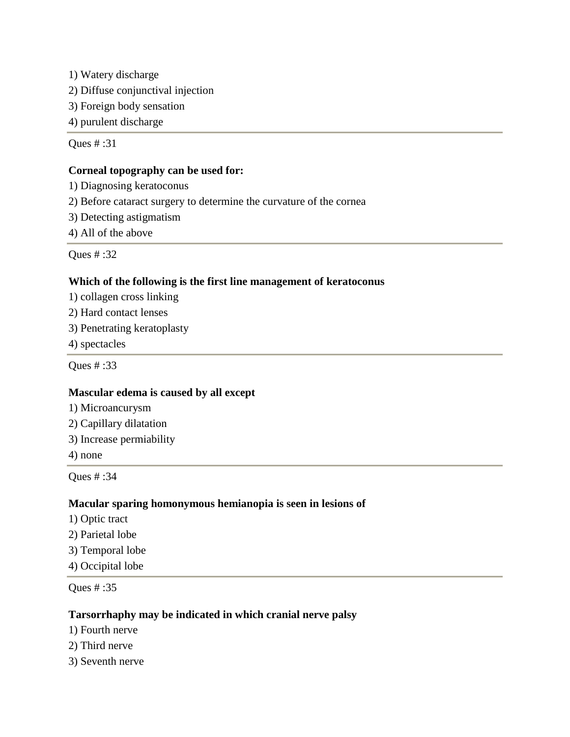1) Watery discharge
2) Diffuse conjunctival injection
3) Foreign body sensation
4) purulent discharge

---

Ques # :31

**Corneal topography can be used for:**

1) Diagnosing keratoconus
2) Before cataract surgery to determine the curvature of the cornea
3) Detecting astigmatism
4) All of the above

---

Ques # :32

**Which of the following is the first line management of keratoconus**

1) collagen cross linking
2) Hard contact lenses
3) Penetrating keratoplasty
4) spectacles

---

Ques # :33

**Mascular edema is caused by all except**

1) Microaneurysm
2) Capillary dilatation
3) Increase permiability
4) none

---

Ques # :34

**Macular sparing homonymous hemianopia is seen in lesions of**

1) Optic tract
2) Parietal lobe
3) Temporal lobe
4) Occipital lobe

---

Ques # :35

**Tarsorrhaphy may be indicated in which cranial nerve palsy**

1) Fourth nerve
2) Third nerve
3) Seventh nerve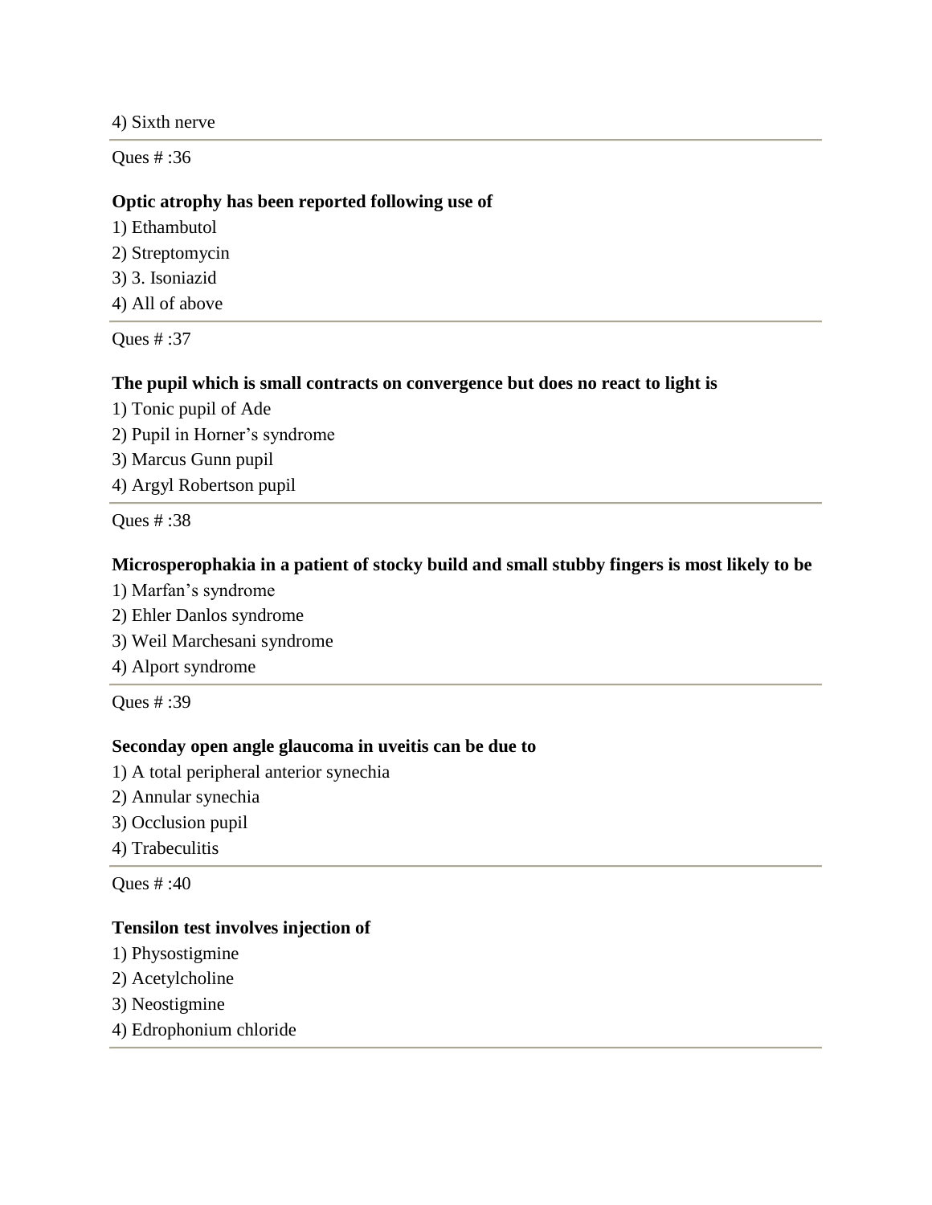4) Sixth nerve

---

Ques # :36

**Optic atrophy has been reported following use of**

1) Ethambutol
2) Streptomycin
3) 3. Isoniazid
4) All of above

---

Ques # :37

**The pupil which is small contracts on convergence but does no react to light is**

1) Tonic pupil of Ade
2) Pupil in Horner's syndrome
3) Marcus Gunn pupil
4) Argyl Robertson pupil

---

Ques # :38

**Microsperophakia in a patient of stocky build and small stubby fingers is most likely to be**

1) Marfan's syndrome
2) Ehler Danlos syndrome
3) Weil Marchesani syndrome
4) Alport syndrome

---

Ques # :39

**Seconday open angle glaucoma in uveitis can be due to**

1) A total peripheral anterior synechia
2) Annular synechia
3) Occlusion pupil
4) Trabeculitis

---

Ques # :40

**Tensilon test involves injection of**

1) Physostigmine
2) Acetylcholine
3) Neostigmine
4) Edrophonium chloride

---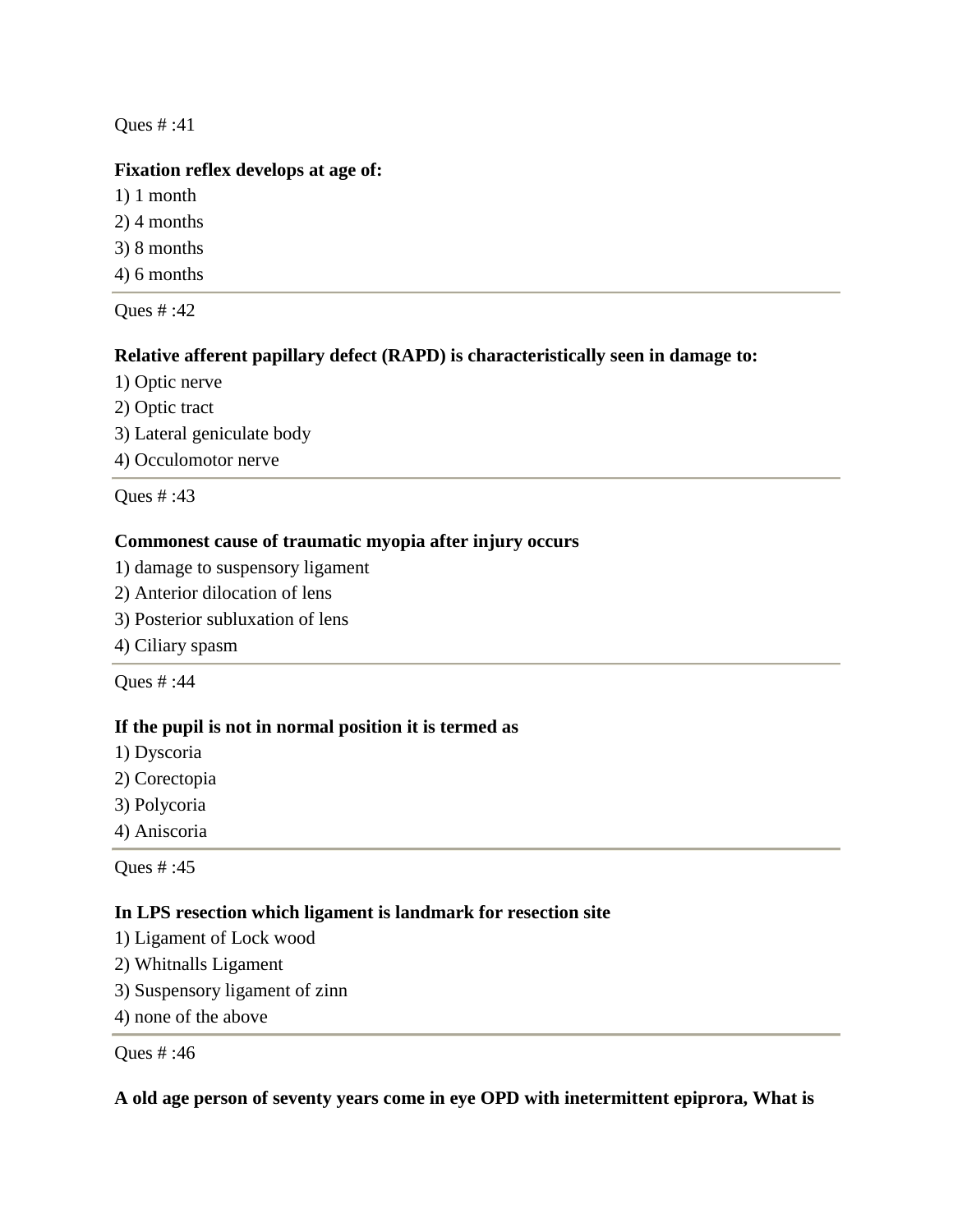Ques # :41

**Fixation reflex develops at age of:**

1) 1 month
2) 4 months
3) 8 months
4) 6 months

---

Ques # :42

**Relative afferent papillary defect (RAPD) is characteristically seen in damage to:**

1) Optic nerve
2) Optic tract
3) Lateral geniculate body
4) Occulomotor nerve

---

Ques # :43

**Commonest cause of traumatic myopia after injury occurs**

1) damage to suspensory ligament
2) Anterior dilocation of lens
3) Posterior subluxation of lens
4) Ciliary spasm

---

Ques # :44

**If the pupil is not in normal position it is termed as**

1) Dyscoria
2) Corectopia
3) Polycoria
4) Aniscoria

---

Ques # :45

**In LPS resection which ligament is landmark for resection site**

1) Ligament of Lock wood
2) Whitnalls Ligament
3) Suspensory ligament of zinn
4) none of the above

---

Ques # :46

**A old age person of seventy years come in eye OPD with inetermittent epiprora, What is**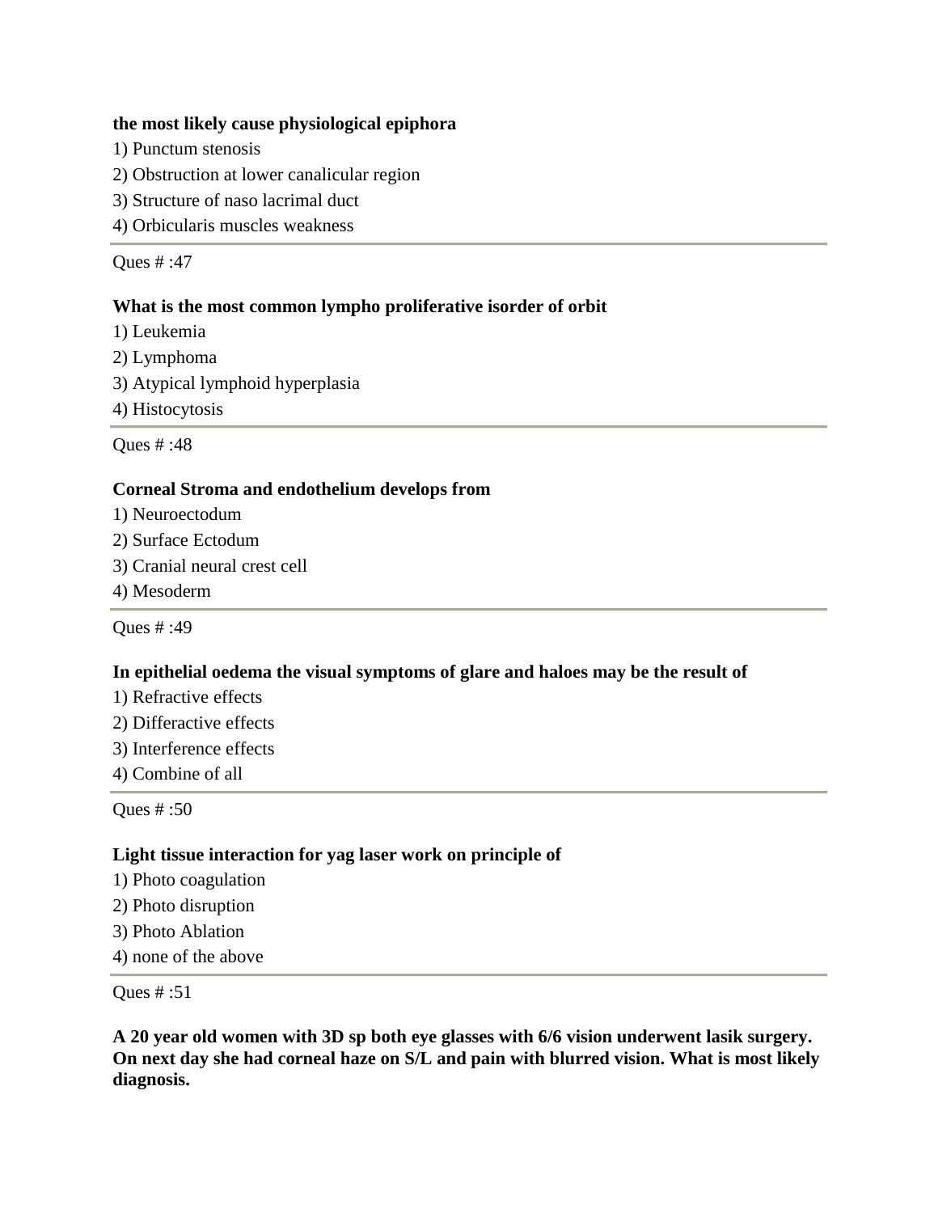**the most likely cause physiological epiphora**

1) Punctum stenosis
2) Obstruction at lower canalicular region
3) Structure of naso lacrimal duct
4) Orbicularis muscles weakness

---

Ques # :47

**What is the most common lympho proliferative isorder of orbit**

1) Leukemia
2) Lymphoma
3) Atypical lymphoid hyperplasia
4) Histocytosis

---

Ques # :48

**Corneal Stroma and endothelium develops from**

1) Neuroectodum
2) Surface Ectodum
3) Cranial neural crest cell
4) Mesoderm

---

Ques # :49

**In epithelial oedema the visual symptoms of glare and haloes may be the result of**

1) Refractive effects
2) Differactive effects
3) Interference effects
4) Combine of all

---

Ques # :50

**Light tissue interaction for yag laser work on principle of**

1) Photo coagulation
2) Photo disruption
3) Photo Ablation
4) none of the above

---

Ques # :51

**A 20 year old women with 3D sp both eye glasses with 6/6 vision underwent lasik surgery. On next day she had corneal haze on S/L and pain with blurred vision. What is most likely diagnosis.**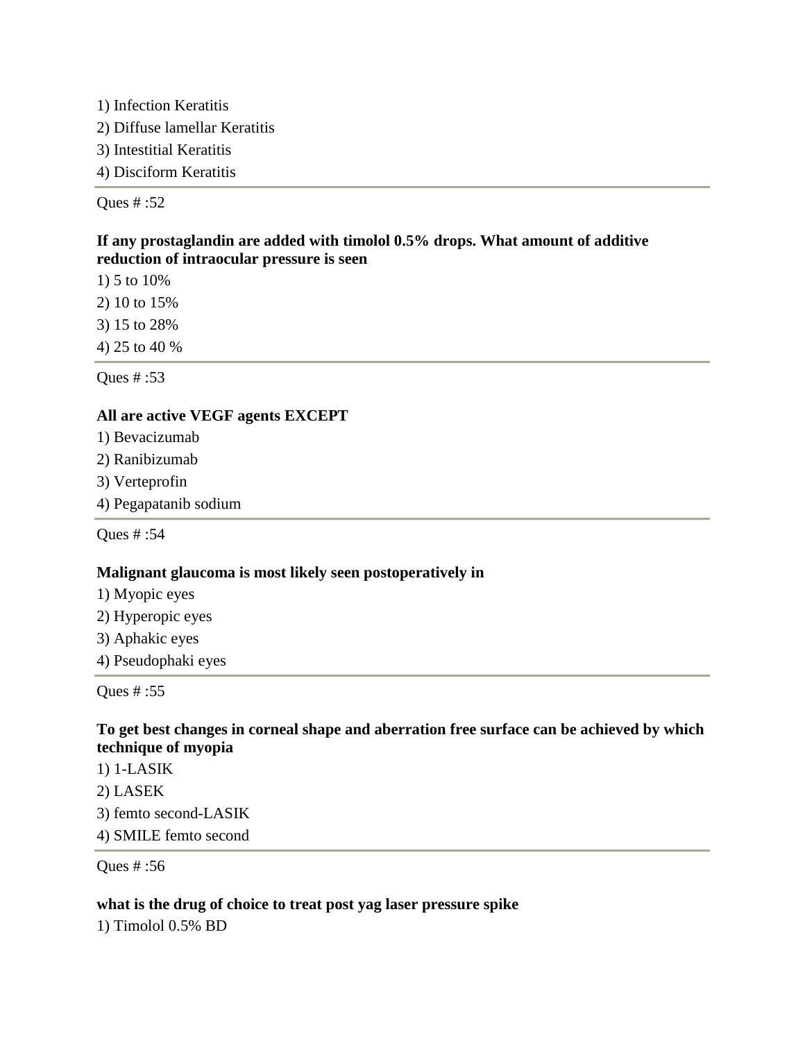1) Infection Keratitis

2) Diffuse lamellar Keratitis

3) Intestitial Keratitis

4) Disciform Keratitis

---

Ques # :52

**If any prostaglandin are added with timolol 0.5% drops. What amount of additive reduction of intraocular pressure is seen**

1) 5 to 10%

2) 10 to 15%

3) 15 to 28%

4) 25 to 40 %

---

Ques # :53

**All are active VEGF agents EXCEPT**

1) Bevacizumab

2) Ranibizumab

3) Verteprofin

4) Pegapatanib sodium

---

Ques # :54

**Malignant glaucoma is most likely seen postoperatively in**

1) Myopic eyes

2) Hyperopic eyes

3) Aphakic eyes

4) Pseudophaki eyes

---

Ques # :55

**To get best changes in corneal shape and aberration free surface can be achieved by which technique of myopia**

1) 1-LASIK

2) LASEK

3) femto second-LASIK

4) SMILE femto second

---

Ques # :56

**what is the drug of choice to treat post yag laser pressure spike**

1) Timolol 0.5% BD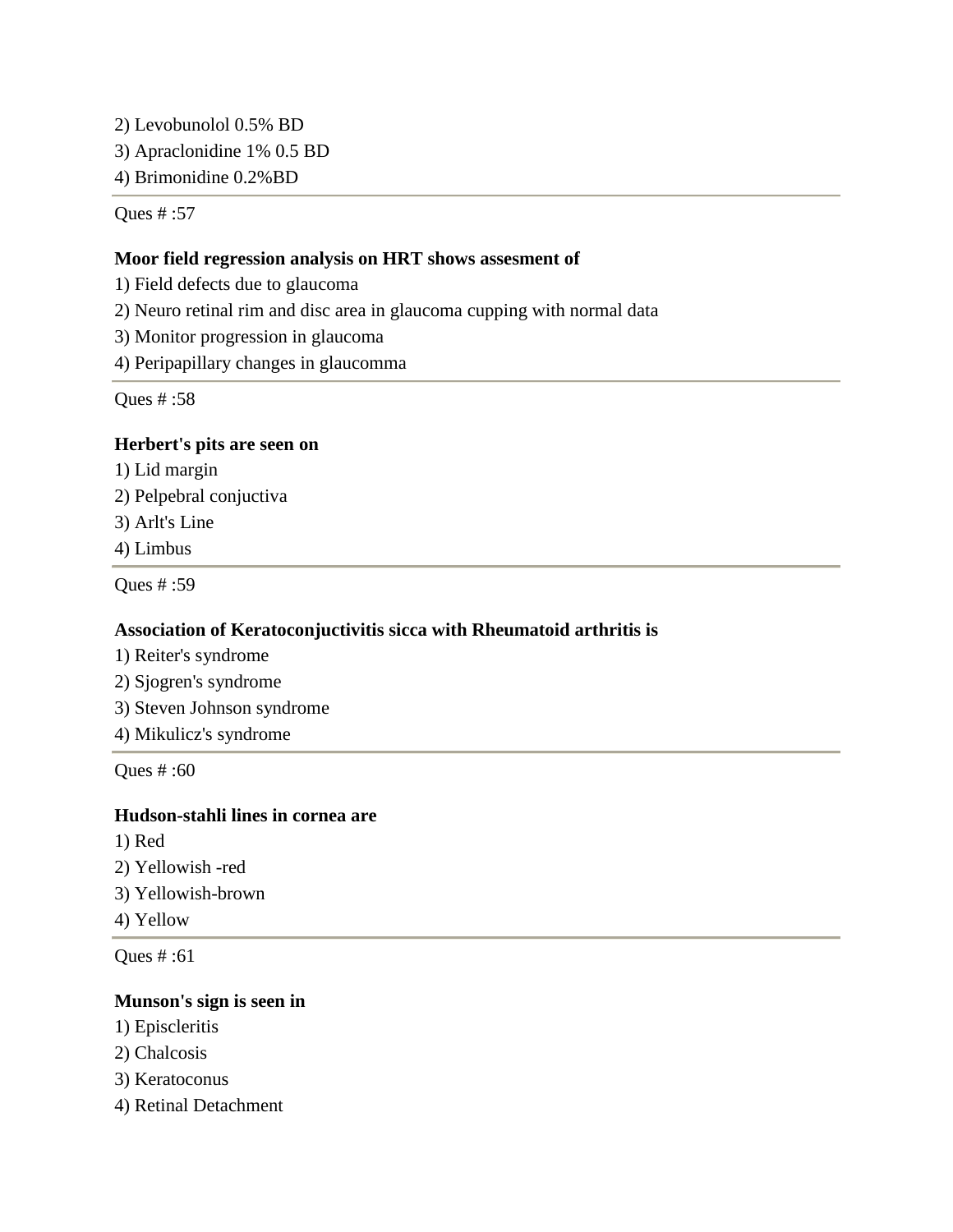2) Levobunolol 0.5% BD

3) Apraclonidine 1% 0.5 BD

4) Brimonidine 0.2%BD

---

Ques # :57

**Moor field regression analysis on HRT shows assesment of**

1) Field defects due to glaucoma

2) Neuro retinal rim and disc area in glaucoma cupping with normal data

3) Monitor progression in glaucoma

4) Peripapillary changes in glaucomma

---

Ques # :58

**Herbert's pits are seen on**

1) Lid margin

2) Pelpebral conjuctiva

3) Arlt's Line

4) Limbus

---

Ques # :59

**Association of Keratoconjuctivitis sicca with Rheumatoid arthritis is**

1) Reiter's syndrome

2) Sjogren's syndrome

3) Steven Johnson syndrome

4) Mikulicz's syndrome

---

Ques # :60

**Hudson-stahli lines in cornea are**

1) Red

2) Yellowish -red

3) Yellowish-brown

4) Yellow

---

Ques # :61

**Munson's sign is seen in**

1) Episcleritis

2) Chalcosis

3) Keratoconus

4) Retinal Detachment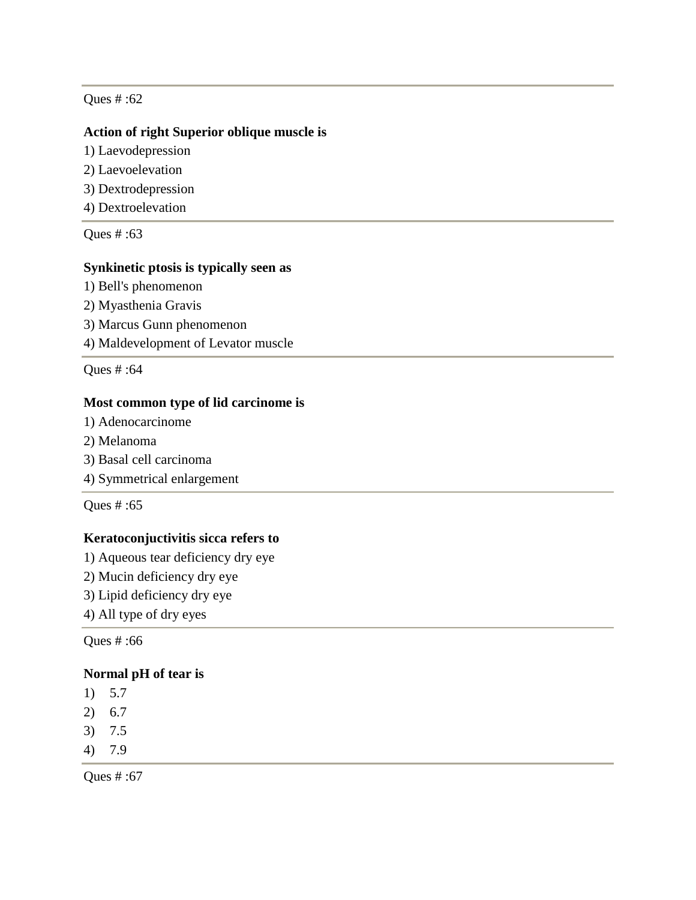---

Ques # :62

**Action of right Superior oblique muscle is**

1) Laevodepression
2) Laevoelevation
3) Dextrodepression
4) Dextroelevation

---

Ques # :63

**Synkinetic ptosis is typically seen as**

1) Bell's phenomenon
2) Myasthenia Gravis
3) Marcus Gunn phenomenon
4) Maldevelopment of Levator muscle

---

Ques # :64

**Most common type of lid carcinome is**

1) Adenocarcinome
2) Melanoma
3) Basal cell carcinoma
4) Symmetrical enlargement

---

Ques # :65

**Keratoconjuctivitis sicca refers to**

1) Aqueous tear deficiency dry eye
2) Mucin deficiency dry eye
3) Lipid deficiency dry eye
4) All type of dry eyes

---

Ques # :66

**Normal pH of tear is**

1) 5.7
2) 6.7
3) 7.5
4) 7.9

---

Ques # :67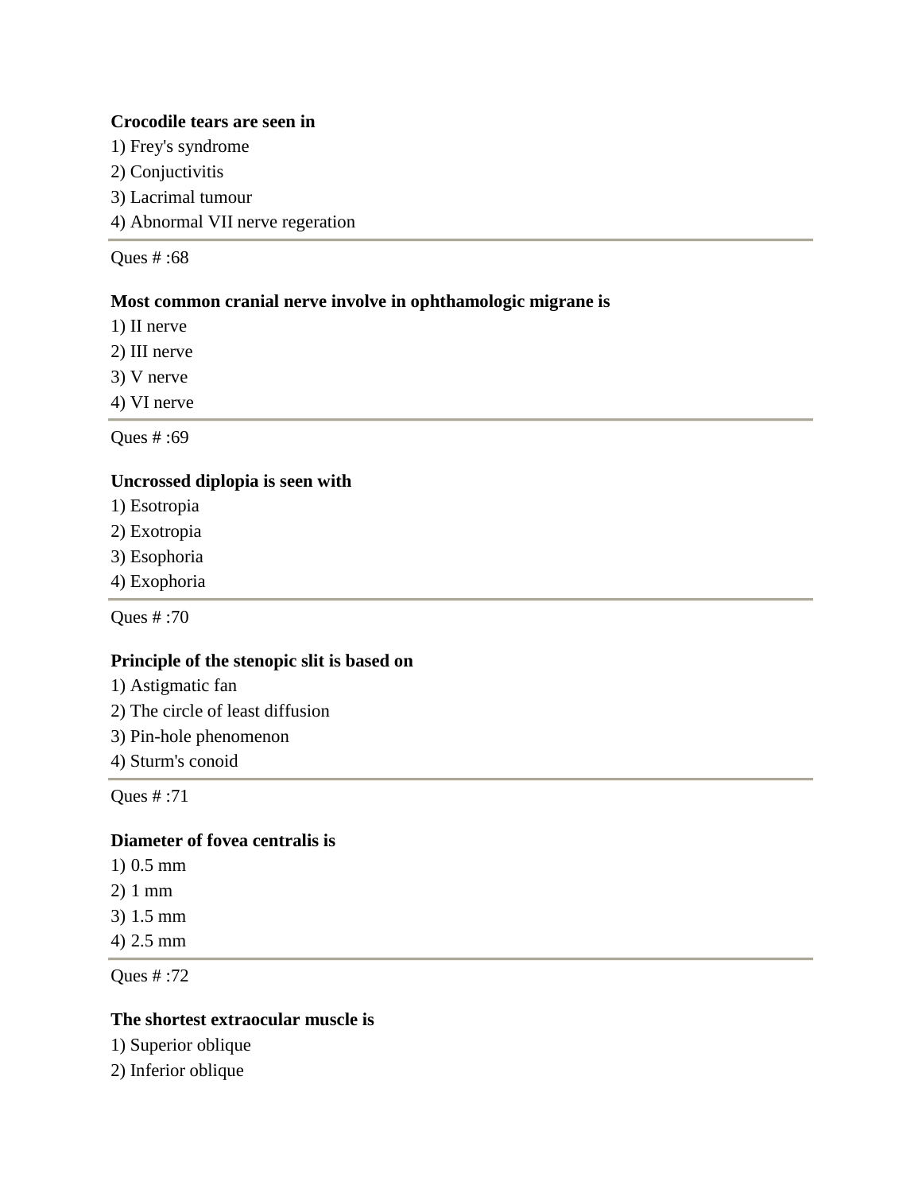**Crocodile tears are seen in**

1) Frey's syndrome
2) Conjuctivitis
3) Lacrimal tumour
4) Abnormal VII nerve regeration

---

Ques # :68

**Most common cranial nerve involve in ophthamologic migrane is**

1) II nerve
2) III nerve
3) V nerve
4) VI nerve

---

Ques # :69

**Uncrossed diplopia is seen with**

1) Esotropia
2) Exotropia
3) Esophoria
4) Exophoria

---

Ques # :70

**Principle of the stenopic slit is based on**

1) Astigmatic fan
2) The circle of least diffusion
3) Pin-hole phenomenon
4) Sturm's conoid

---

Ques # :71

**Diameter of fovea centralis is**

1) 0.5 mm
2) 1 mm
3) 1.5 mm
4) 2.5 mm

---

Ques # :72

**The shortest extraocular muscle is**

1) Superior oblique
2) Inferior oblique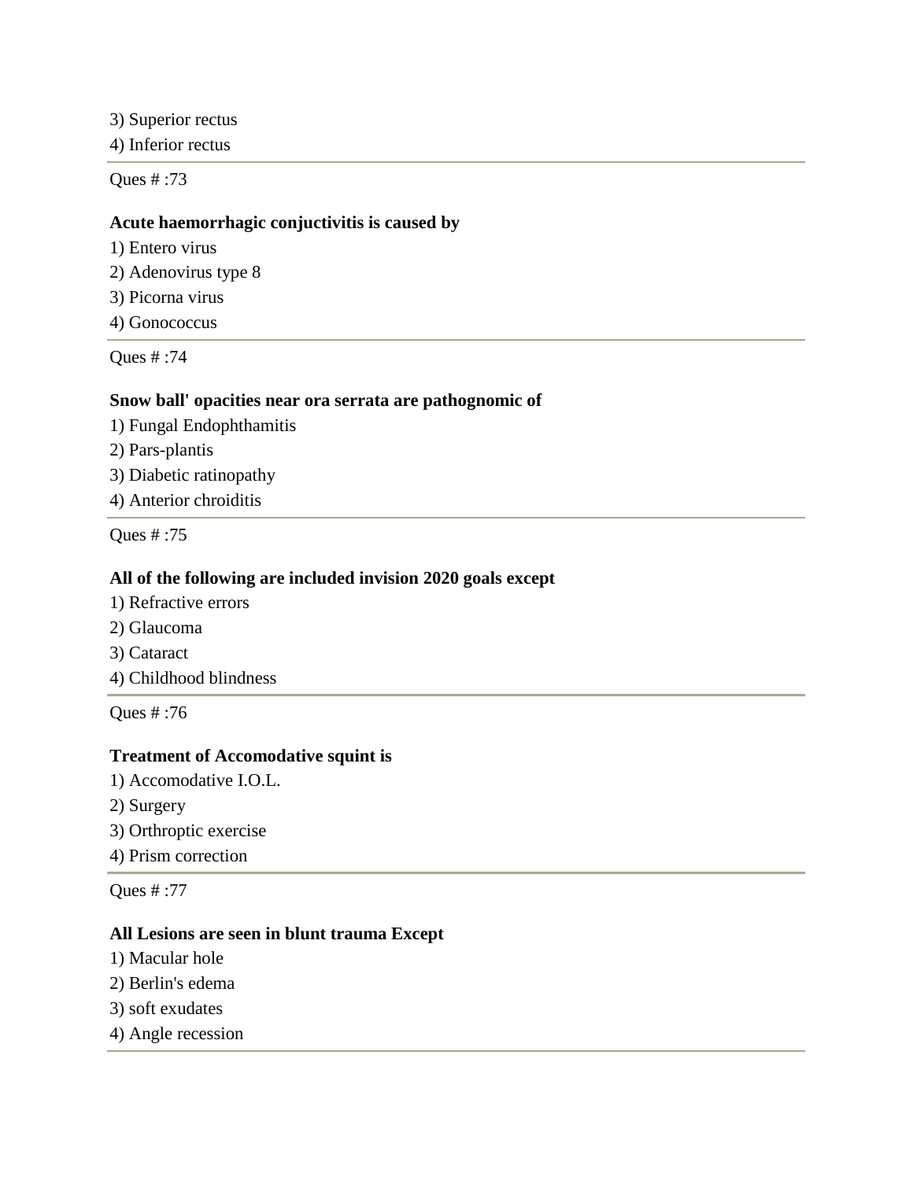3) Superior rectus
4) Inferior rectus

---

Ques # :73

**Acute haemorrhagic conjuctivitis is caused by**

1) Entero virus
2) Adenovirus type 8
3) Picorna virus
4) Gonococcus

---

Ques # :74

**Snow ball' opacities near ora serrata are pathognomic of**

1) Fungal Endophthamitis
2) Pars-plantis
3) Diabetic ratinopathy
4) Anterior chroiditis

---

Ques # :75

**All of the following are included invision 2020 goals except**

1) Refractive errors
2) Glaucoma
3) Cataract
4) Childhood blindness

---

Ques # :76

**Treatment of Accomodative squint is**

1) Accomodative I.O.L.
2) Surgery
3) Orthroptic exercise
4) Prism correction

---

Ques # :77

**All Lesions are seen in blunt trauma Except**

1) Macular hole
2) Berlin's edema
3) soft exudates
4) Angle recession

---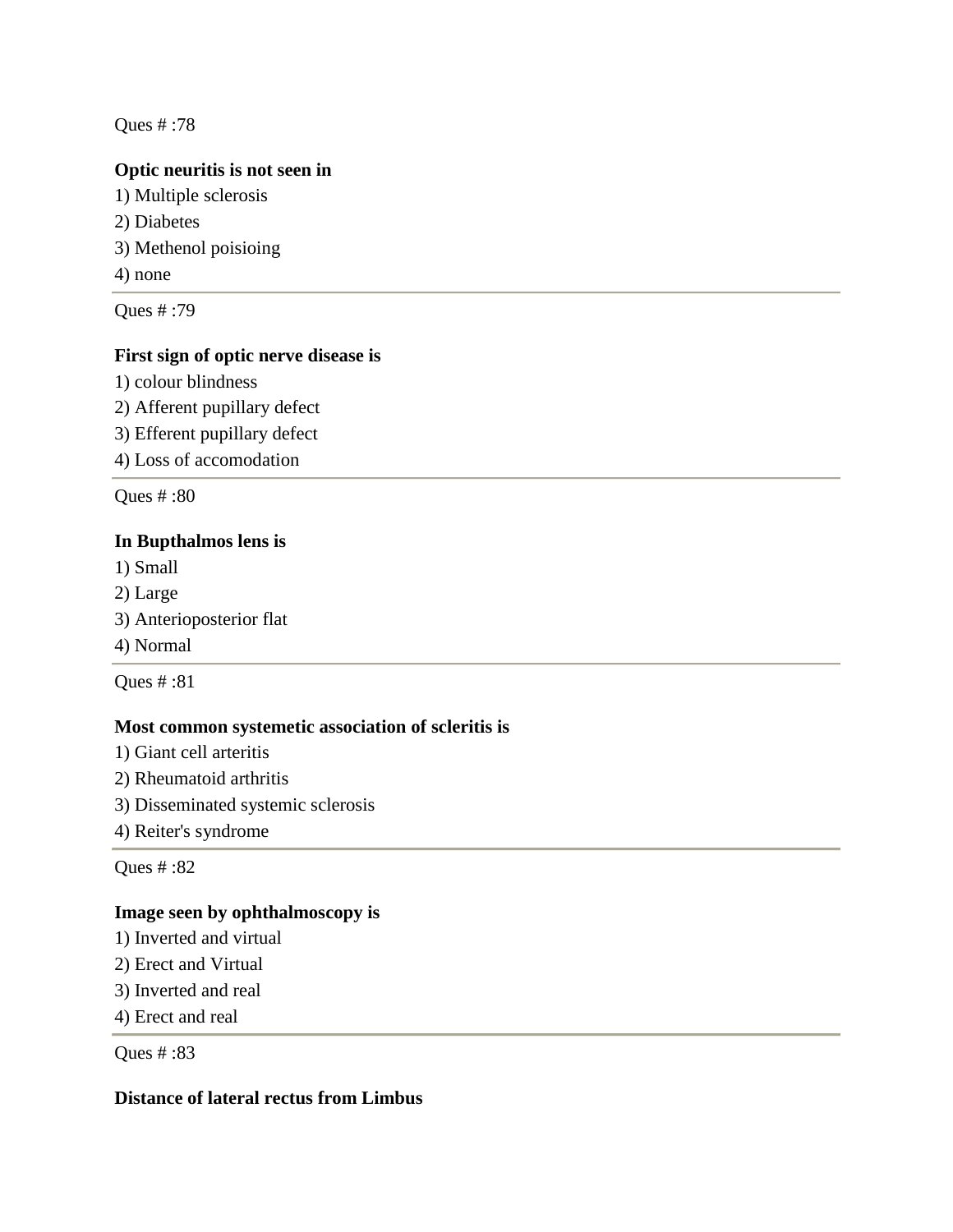Ques # :78

**Optic neuritis is not seen in**

1) Multiple sclerosis
2) Diabetes
3) Methenol poisioing
4) none

---

Ques # :79

**First sign of optic nerve disease is**

1) colour blindness
2) Afferent pupillary defect
3) Efferent pupillary defect
4) Loss of accomodation

---

Ques # :80

**In Bupthalmos lens is**

1) Small
2) Large
3) Anterioposterior flat
4) Normal

---

Ques # :81

**Most common systemetic association of scleritis is**

1) Giant cell arteritis
2) Rheumatoid arthritis
3) Disseminated systemic sclerosis
4) Reiter's syndrome

---

Ques # :82

**Image seen by ophthalmoscopy is**

1) Inverted and virtual
2) Erect and Virtual
3) Inverted and real
4) Erect and real

---

Ques # :83

**Distance of lateral rectus from Limbus**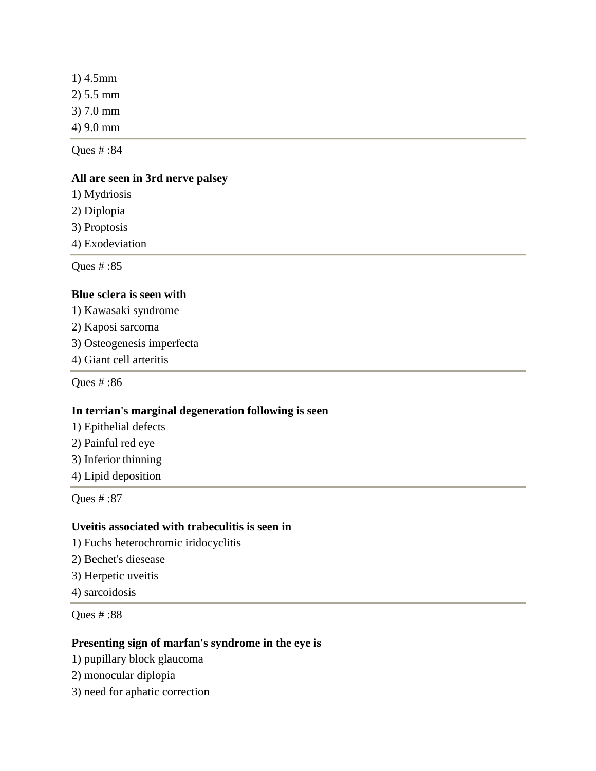1) 4.5mm
2) 5.5 mm
3) 7.0 mm
4) 9.0 mm

---

Ques # :84

**All are seen in 3rd nerve palsey**

1) Mydriosis
2) Diplopia
3) Proptosis
4) Exodeviation

---

Ques # :85

**Blue sclera is seen with**

1) Kawasaki syndrome
2) Kaposi sarcoma
3) Osteogenesis imperfecta
4) Giant cell arteritis

---

Ques # :86

**In terrian's marginal degeneration following is seen**

1) Epithelial defects
2) Painful red eye
3) Inferior thinning
4) Lipid deposition

---

Ques # :87

**Uveitis associated with trabeculitis is seen in**

1) Fuchs heterochromic iridocyclitis
2) Bechet's diesease
3) Herpetic uveitis
4) sarcoidosis

---

Ques # :88

**Presenting sign of marfan's syndrome in the eye is**

1) pupillary block glaucoma
2) monocular diplopia
3) need for aphatic correction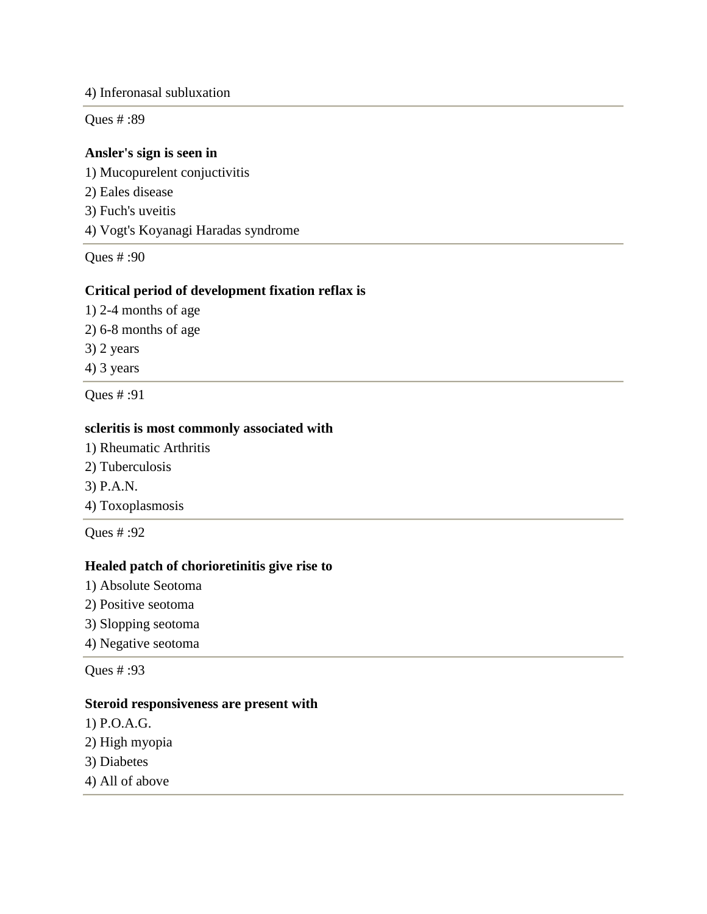4) Inferonasal subluxation

---

Ques # :89

**Ansler's sign is seen in**

1) Mucopurelent conjuctivitis
2) Eales disease
3) Fuch's uveitis
4) Vogt's Koyanagi Haradas syndrome

---

Ques # :90

**Critical period of development fixation reflax is**

1) 2-4 months of age
2) 6-8 months of age
3) 2 years
4) 3 years

---

Ques # :91

**scleritis is most commonly associated with**

1) Rheumatic Arthritis
2) Tuberculosis
3) P.A.N.
4) Toxoplasmosis

---

Ques # :92

**Healed patch of chorioretinitis give rise to**

1) Absolute Seotoma
2) Positive seotoma
3) Slopping seotoma
4) Negative seotoma

---

Ques # :93

**Steroid responsiveness are present with**

1) P.O.A.G.
2) High myopia
3) Diabetes
4) All of above

---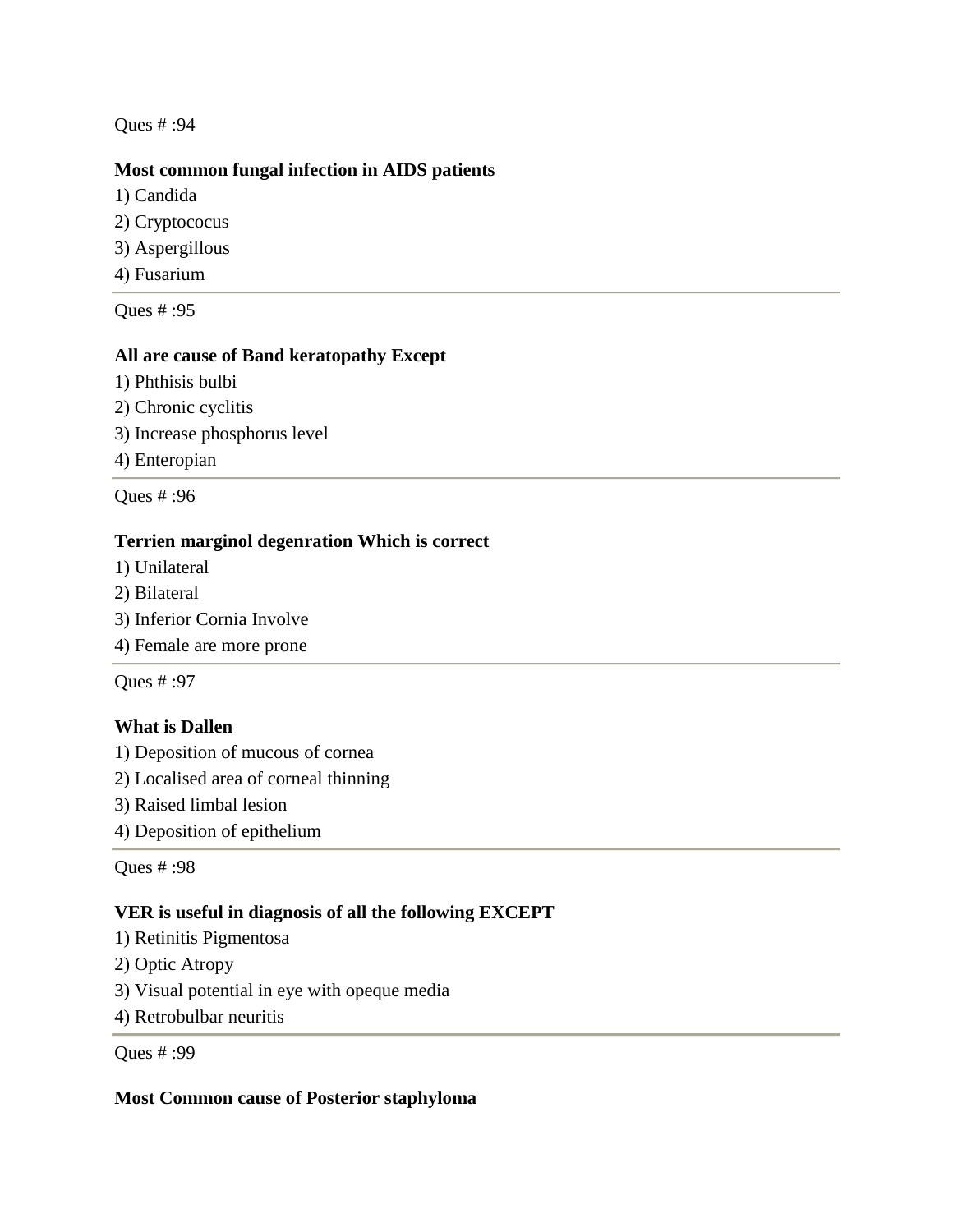Ques # :94

**Most common fungal infection in AIDS patients**

1) Candida
2) Cryptococus
3) Aspergillous
4) Fusarium

---

Ques # :95

**All are cause of Band keratopathy Except**

1) Phthisis bulbi
2) Chronic cyclitis
3) Increase phosphorus level
4) Enteropian

---

Ques # :96

**Terrien marginol degenration Which is correct**

1) Unilateral
2) Bilateral
3) Inferior Cornia Involve
4) Female are more prone

---

Ques # :97

**What is Dallen**

1) Deposition of mucous of cornea
2) Localised area of corneal thinning
3) Raised limbal lesion
4) Deposition of epithelium

---

Ques # :98

**VER is useful in diagnosis of all the following EXCEPT**

1) Retinitis Pigmentosa
2) Optic Atropy
3) Visual potential in eye with opeque media
4) Retrobulbar neuritis

---

Ques # :99

**Most Common cause of Posterior staphyloma**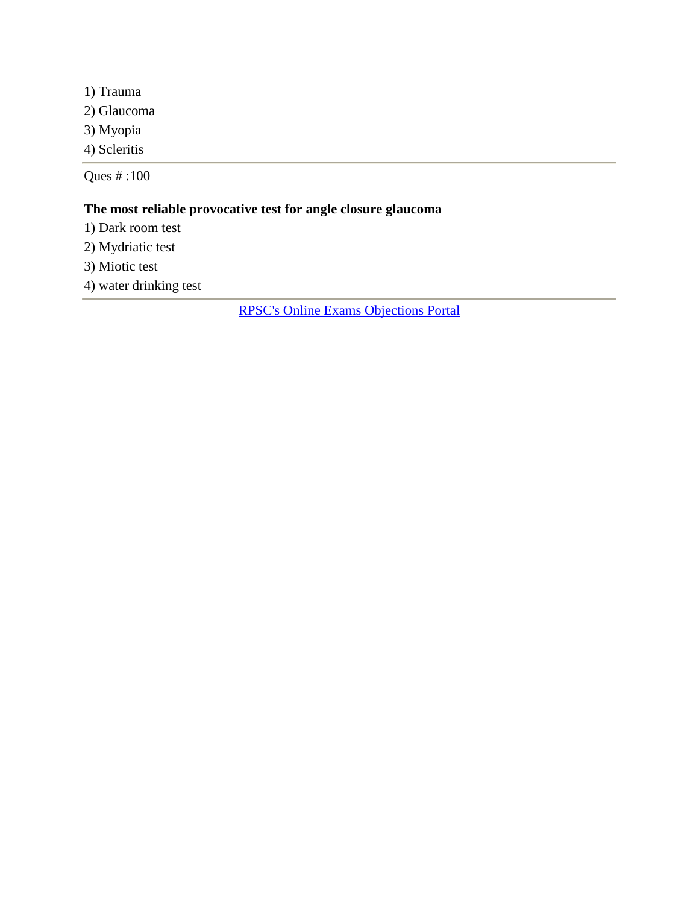1) Trauma
2) Glaucoma
3) Myopia
4) Scleritis

---

Ques # :100

**The most reliable provocative test for angle closure glaucoma**

1) Dark room test
2) Mydriatic test
3) Miotic test
4) water drinking test

---

RPSC's Online Exams Objections Portal